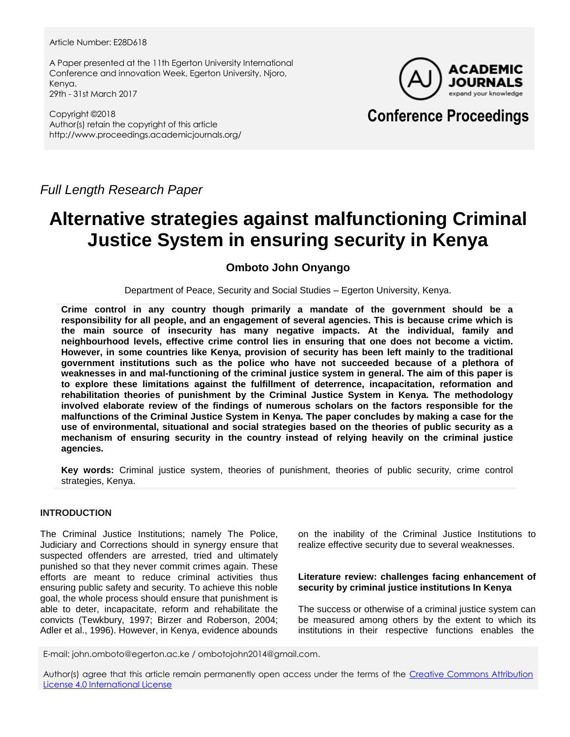Article Number: E28D618

A Paper presented at the 11th Egerton University International Conference and innovation Week, Egerton University, Njoro, Kenya.
29th - 31st March 2017

Copyright ©2018
Author(s) retain the copyright of this article
http://www.proceedings.academicjournals.org/

**ACADEMIC JOURNALS** expand your knowledge

**Conference Proceedings**

*Full Length Research Paper*

# Alternative strategies against malfunctioning Criminal Justice System in ensuring security in Kenya

**Omboto John Onyango**

Department of Peace, Security and Social Studies – Egerton University, Kenya.

**Crime control in any country though primarily a mandate of the government should be a responsibility for all people, and an engagement of several agencies. This is because crime which is the main source of insecurity has many negative impacts. At the individual, family and neighbourhood levels, effective crime control lies in ensuring that one does not become a victim. However, in some countries like Kenya, provision of security has been left mainly to the traditional government institutions such as the police who have not succeeded because of a plethora of weaknesses in and mal-functioning of the criminal justice system in general. The aim of this paper is to explore these limitations against the fulfillment of deterrence, incapacitation, reformation and rehabilitation theories of punishment by the Criminal Justice System in Kenya. The methodology involved elaborate review of the findings of numerous scholars on the factors responsible for the malfunctions of the Criminal Justice System in Kenya. The paper concludes by making a case for the use of environmental, situational and social strategies based on the theories of public security as a mechanism of ensuring security in the country instead of relying heavily on the criminal justice agencies.**

**Key words:** Criminal justice system, theories of punishment, theories of public security, crime control strategies, Kenya.

## INTRODUCTION

The Criminal Justice Institutions; namely The Police, Judiciary and Corrections should in synergy ensure that suspected offenders are arrested, tried and ultimately punished so that they never commit crimes again. These efforts are meant to reduce criminal activities thus ensuring public safety and security. To achieve this noble goal, the whole process should ensure that punishment is able to deter, incapacitate, reform and rehabilitate the convicts (Tewkbury, 1997; Birzer and Roberson, 2004; Adler et al., 1996). However, in Kenya, evidence abounds on the inability of the Criminal Justice Institutions to realize effective security due to several weaknesses.

### Literature review: challenges facing enhancement of security by criminal justice institutions In Kenya

The success or otherwise of a criminal justice system can be measured among others by the extent to which its institutions in their respective functions enables the

E-mail: john.omboto@egerton.ac.ke / ombotojohn2014@gmail.com.

Author(s) agree that this article remain permanently open access under the terms of the Creative Commons Attribution License 4.0 International License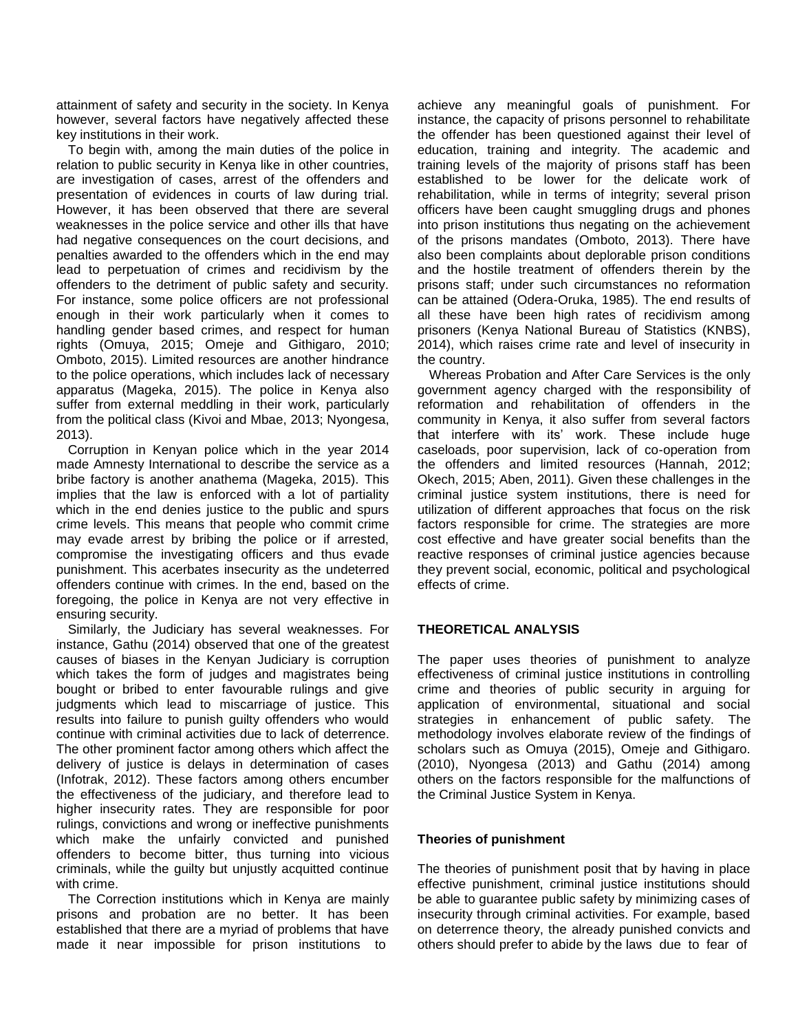attainment of safety and security in the society. In Kenya however, several factors have negatively affected these key institutions in their work.

To begin with, among the main duties of the police in relation to public security in Kenya like in other countries, are investigation of cases, arrest of the offenders and presentation of evidences in courts of law during trial. However, it has been observed that there are several weaknesses in the police service and other ills that have had negative consequences on the court decisions, and penalties awarded to the offenders which in the end may lead to perpetuation of crimes and recidivism by the offenders to the detriment of public safety and security. For instance, some police officers are not professional enough in their work particularly when it comes to handling gender based crimes, and respect for human rights (Omuya, 2015; Omeje and Githigaro, 2010; Omboto, 2015). Limited resources are another hindrance to the police operations, which includes lack of necessary apparatus (Mageka, 2015). The police in Kenya also suffer from external meddling in their work, particularly from the political class (Kivoi and Mbae, 2013; Nyongesa, 2013).

Corruption in Kenyan police which in the year 2014 made Amnesty International to describe the service as a bribe factory is another anathema (Mageka, 2015). This implies that the law is enforced with a lot of partiality which in the end denies justice to the public and spurs crime levels. This means that people who commit crime may evade arrest by bribing the police or if arrested, compromise the investigating officers and thus evade punishment. This acerbates insecurity as the undeterred offenders continue with crimes. In the end, based on the foregoing, the police in Kenya are not very effective in ensuring security.

Similarly, the Judiciary has several weaknesses. For instance, Gathu (2014) observed that one of the greatest causes of biases in the Kenyan Judiciary is corruption which takes the form of judges and magistrates being bought or bribed to enter favourable rulings and give judgments which lead to miscarriage of justice. This results into failure to punish guilty offenders who would continue with criminal activities due to lack of deterrence. The other prominent factor among others which affect the delivery of justice is delays in determination of cases (Infotrak, 2012). These factors among others encumber the effectiveness of the judiciary, and therefore lead to higher insecurity rates. They are responsible for poor rulings, convictions and wrong or ineffective punishments which make the unfairly convicted and punished offenders to become bitter, thus turning into vicious criminals, while the guilty but unjustly acquitted continue with crime.

The Correction institutions which in Kenya are mainly prisons and probation are no better. It has been established that there are a myriad of problems that have made it near impossible for prison institutions to achieve any meaningful goals of punishment. For instance, the capacity of prisons personnel to rehabilitate the offender has been questioned against their level of education, training and integrity. The academic and training levels of the majority of prisons staff has been established to be lower for the delicate work of rehabilitation, while in terms of integrity; several prison officers have been caught smuggling drugs and phones into prison institutions thus negating on the achievement of the prisons mandates (Omboto, 2013). There have also been complaints about deplorable prison conditions and the hostile treatment of offenders therein by the prisons staff; under such circumstances no reformation can be attained (Odera-Oruka, 1985). The end results of all these have been high rates of recidivism among prisoners (Kenya National Bureau of Statistics (KNBS), 2014), which raises crime rate and level of insecurity in the country.

Whereas Probation and After Care Services is the only government agency charged with the responsibility of reformation and rehabilitation of offenders in the community in Kenya, it also suffer from several factors that interfere with its' work. These include huge caseloads, poor supervision, lack of co-operation from the offenders and limited resources (Hannah, 2012; Okech, 2015; Aben, 2011). Given these challenges in the criminal justice system institutions, there is need for utilization of different approaches that focus on the risk factors responsible for crime. The strategies are more cost effective and have greater social benefits than the reactive responses of criminal justice agencies because they prevent social, economic, political and psychological effects of crime.

## THEORETICAL ANALYSIS

The paper uses theories of punishment to analyze effectiveness of criminal justice institutions in controlling crime and theories of public security in arguing for application of environmental, situational and social strategies in enhancement of public safety. The methodology involves elaborate review of the findings of scholars such as Omuya (2015), Omeje and Githigaro. (2010), Nyongesa (2013) and Gathu (2014) among others on the factors responsible for the malfunctions of the Criminal Justice System in Kenya.

### Theories of punishment

The theories of punishment posit that by having in place effective punishment, criminal justice institutions should be able to guarantee public safety by minimizing cases of insecurity through criminal activities. For example, based on deterrence theory, the already punished convicts and others should prefer to abide by the laws due to fear of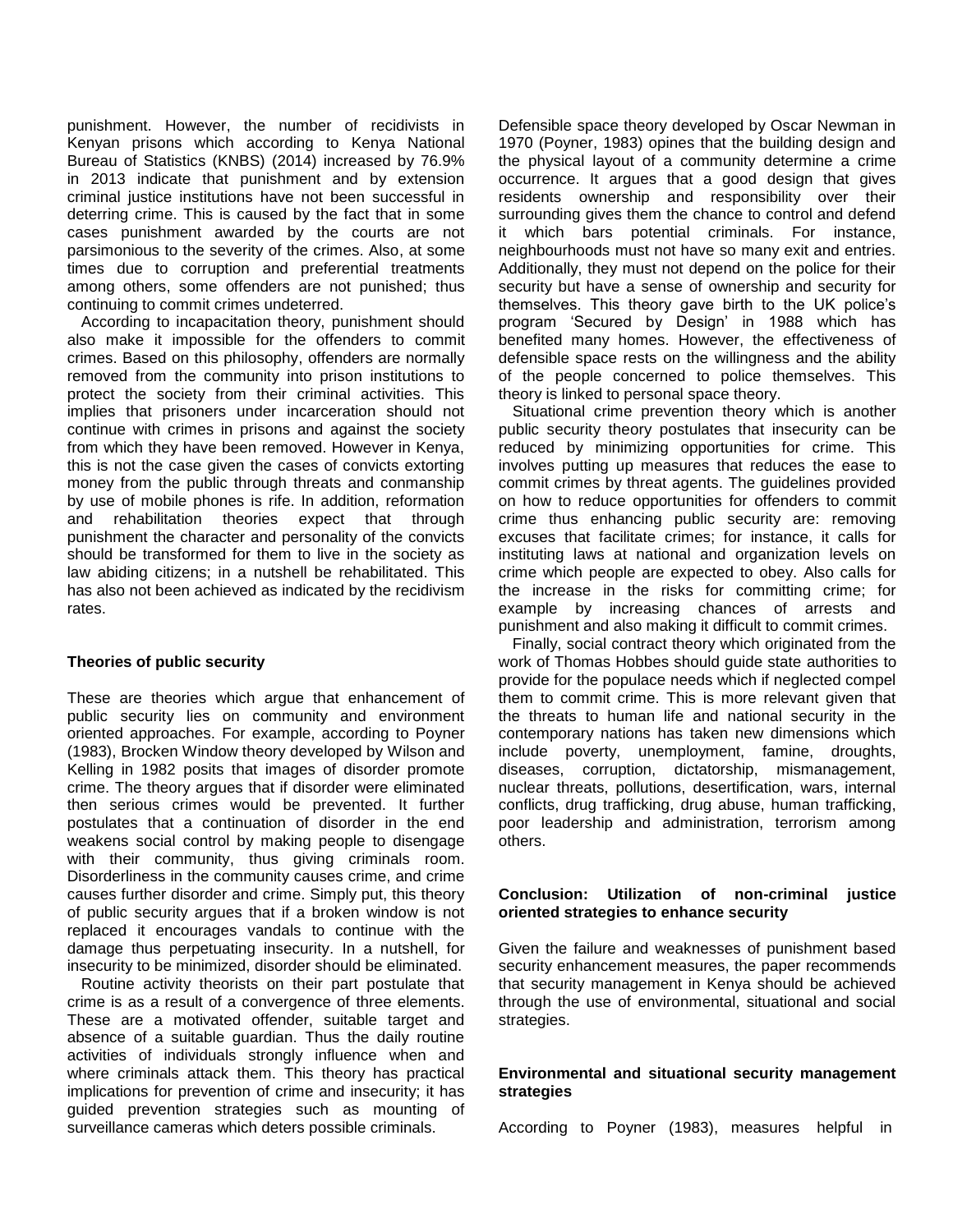punishment. However, the number of recidivists in Kenyan prisons which according to Kenya National Bureau of Statistics (KNBS) (2014) increased by 76.9% in 2013 indicate that punishment and by extension criminal justice institutions have not been successful in deterring crime. This is caused by the fact that in some cases punishment awarded by the courts are not parsimonious to the severity of the crimes. Also, at some times due to corruption and preferential treatments among others, some offenders are not punished; thus continuing to commit crimes undeterred.

According to incapacitation theory, punishment should also make it impossible for the offenders to commit crimes. Based on this philosophy, offenders are normally removed from the community into prison institutions to protect the society from their criminal activities. This implies that prisoners under incarceration should not continue with crimes in prisons and against the society from which they have been removed. However in Kenya, this is not the case given the cases of convicts extorting money from the public through threats and conmanship by use of mobile phones is rife. In addition, reformation and rehabilitation theories expect that through punishment the character and personality of the convicts should be transformed for them to live in the society as law abiding citizens; in a nutshell be rehabilitated. This has also not been achieved as indicated by the recidivism rates.

## Theories of public security

These are theories which argue that enhancement of public security lies on community and environment oriented approaches. For example, according to Poyner (1983), Brocken Window theory developed by Wilson and Kelling in 1982 posits that images of disorder promote crime. The theory argues that if disorder were eliminated then serious crimes would be prevented. It further postulates that a continuation of disorder in the end weakens social control by making people to disengage with their community, thus giving criminals room. Disorderliness in the community causes crime, and crime causes further disorder and crime. Simply put, this theory of public security argues that if a broken window is not replaced it encourages vandals to continue with the damage thus perpetuating insecurity. In a nutshell, for insecurity to be minimized, disorder should be eliminated.

Routine activity theorists on their part postulate that crime is as a result of a convergence of three elements. These are a motivated offender, suitable target and absence of a suitable guardian. Thus the daily routine activities of individuals strongly influence when and where criminals attack them. This theory has practical implications for prevention of crime and insecurity; it has guided prevention strategies such as mounting of surveillance cameras which deters possible criminals.

Defensible space theory developed by Oscar Newman in 1970 (Poyner, 1983) opines that the building design and the physical layout of a community determine a crime occurrence. It argues that a good design that gives residents ownership and responsibility over their surrounding gives them the chance to control and defend it which bars potential criminals. For instance, neighbourhoods must not have so many exit and entries. Additionally, they must not depend on the police for their security but have a sense of ownership and security for themselves. This theory gave birth to the UK police's program 'Secured by Design' in 1988 which has benefited many homes. However, the effectiveness of defensible space rests on the willingness and the ability of the people concerned to police themselves. This theory is linked to personal space theory.

Situational crime prevention theory which is another public security theory postulates that insecurity can be reduced by minimizing opportunities for crime. This involves putting up measures that reduces the ease to commit crimes by threat agents. The guidelines provided on how to reduce opportunities for offenders to commit crime thus enhancing public security are: removing excuses that facilitate crimes; for instance, it calls for instituting laws at national and organization levels on crime which people are expected to obey. Also calls for the increase in the risks for committing crime; for example by increasing chances of arrests and punishment and also making it difficult to commit crimes.

Finally, social contract theory which originated from the work of Thomas Hobbes should guide state authorities to provide for the populace needs which if neglected compel them to commit crime. This is more relevant given that the threats to human life and national security in the contemporary nations has taken new dimensions which include poverty, unemployment, famine, droughts, diseases, corruption, dictatorship, mismanagement, nuclear threats, pollutions, desertification, wars, internal conflicts, drug trafficking, drug abuse, human trafficking, poor leadership and administration, terrorism among others.

## Conclusion: Utilization of non-criminal justice oriented strategies to enhance security

Given the failure and weaknesses of punishment based security enhancement measures, the paper recommends that security management in Kenya should be achieved through the use of environmental, situational and social strategies.

### Environmental and situational security management strategies

According to Poyner (1983), measures helpful in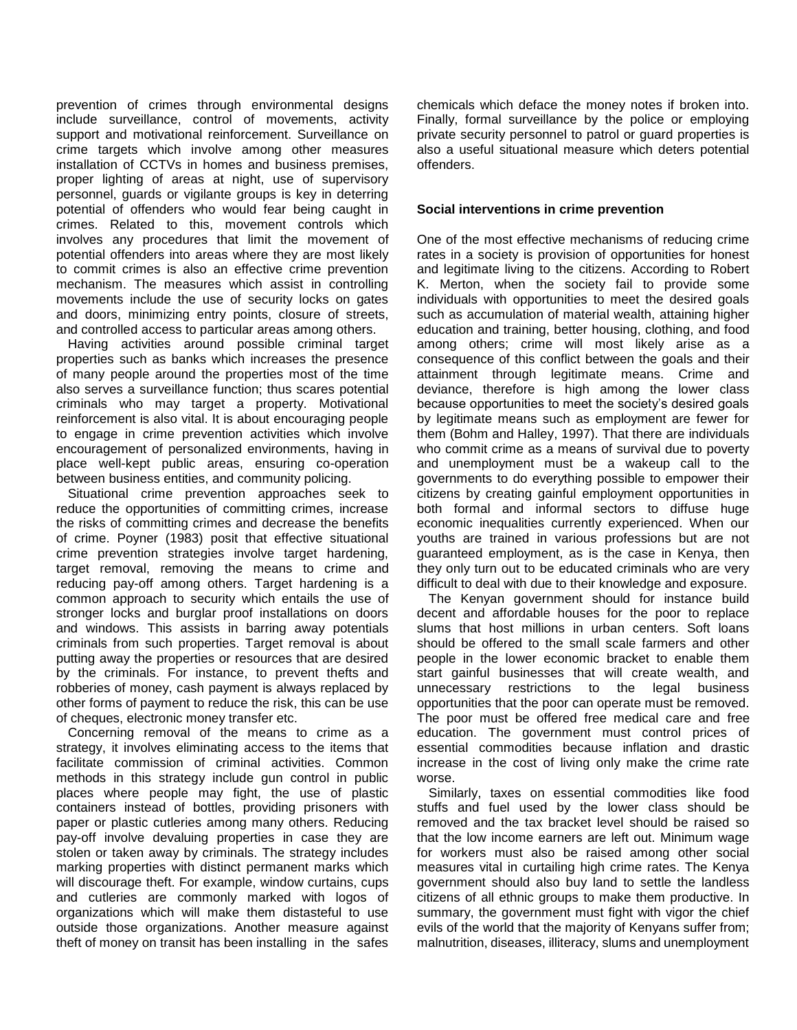prevention of crimes through environmental designs include surveillance, control of movements, activity support and motivational reinforcement. Surveillance on crime targets which involve among other measures installation of CCTVs in homes and business premises, proper lighting of areas at night, use of supervisory personnel, guards or vigilante groups is key in deterring potential of offenders who would fear being caught in crimes. Related to this, movement controls which involves any procedures that limit the movement of potential offenders into areas where they are most likely to commit crimes is also an effective crime prevention mechanism. The measures which assist in controlling movements include the use of security locks on gates and doors, minimizing entry points, closure of streets, and controlled access to particular areas among others.

Having activities around possible criminal target properties such as banks which increases the presence of many people around the properties most of the time also serves a surveillance function; thus scares potential criminals who may target a property. Motivational reinforcement is also vital. It is about encouraging people to engage in crime prevention activities which involve encouragement of personalized environments, having in place well-kept public areas, ensuring co-operation between business entities, and community policing.

Situational crime prevention approaches seek to reduce the opportunities of committing crimes, increase the risks of committing crimes and decrease the benefits of crime. Poyner (1983) posit that effective situational crime prevention strategies involve target hardening, target removal, removing the means to crime and reducing pay-off among others. Target hardening is a common approach to security which entails the use of stronger locks and burglar proof installations on doors and windows. This assists in barring away potentials criminals from such properties. Target removal is about putting away the properties or resources that are desired by the criminals. For instance, to prevent thefts and robberies of money, cash payment is always replaced by other forms of payment to reduce the risk, this can be use of cheques, electronic money transfer etc.

Concerning removal of the means to crime as a strategy, it involves eliminating access to the items that facilitate commission of criminal activities. Common methods in this strategy include gun control in public places where people may fight, the use of plastic containers instead of bottles, providing prisoners with paper or plastic cutleries among many others. Reducing pay-off involve devaluing properties in case they are stolen or taken away by criminals. The strategy includes marking properties with distinct permanent marks which will discourage theft. For example, window curtains, cups and cutleries are commonly marked with logos of organizations which will make them distasteful to use outside those organizations. Another measure against theft of money on transit has been installing in the safes chemicals which deface the money notes if broken into. Finally, formal surveillance by the police or employing private security personnel to patrol or guard properties is also a useful situational measure which deters potential offenders.

**Social interventions in crime prevention**

One of the most effective mechanisms of reducing crime rates in a society is provision of opportunities for honest and legitimate living to the citizens. According to Robert K. Merton, when the society fail to provide some individuals with opportunities to meet the desired goals such as accumulation of material wealth, attaining higher education and training, better housing, clothing, and food among others; crime will most likely arise as a consequence of this conflict between the goals and their attainment through legitimate means. Crime and deviance, therefore is high among the lower class because opportunities to meet the society's desired goals by legitimate means such as employment are fewer for them (Bohm and Halley, 1997). That there are individuals who commit crime as a means of survival due to poverty and unemployment must be a wakeup call to the governments to do everything possible to empower their citizens by creating gainful employment opportunities in both formal and informal sectors to diffuse huge economic inequalities currently experienced. When our youths are trained in various professions but are not guaranteed employment, as is the case in Kenya, then they only turn out to be educated criminals who are very difficult to deal with due to their knowledge and exposure.

The Kenyan government should for instance build decent and affordable houses for the poor to replace slums that host millions in urban centers. Soft loans should be offered to the small scale farmers and other people in the lower economic bracket to enable them start gainful businesses that will create wealth, and unnecessary restrictions to the legal business opportunities that the poor can operate must be removed. The poor must be offered free medical care and free education. The government must control prices of essential commodities because inflation and drastic increase in the cost of living only make the crime rate worse.

Similarly, taxes on essential commodities like food stuffs and fuel used by the lower class should be removed and the tax bracket level should be raised so that the low income earners are left out. Minimum wage for workers must also be raised among other social measures vital in curtailing high crime rates. The Kenya government should also buy land to settle the landless citizens of all ethnic groups to make them productive. In summary, the government must fight with vigor the chief evils of the world that the majority of Kenyans suffer from; malnutrition, diseases, illiteracy, slums and unemployment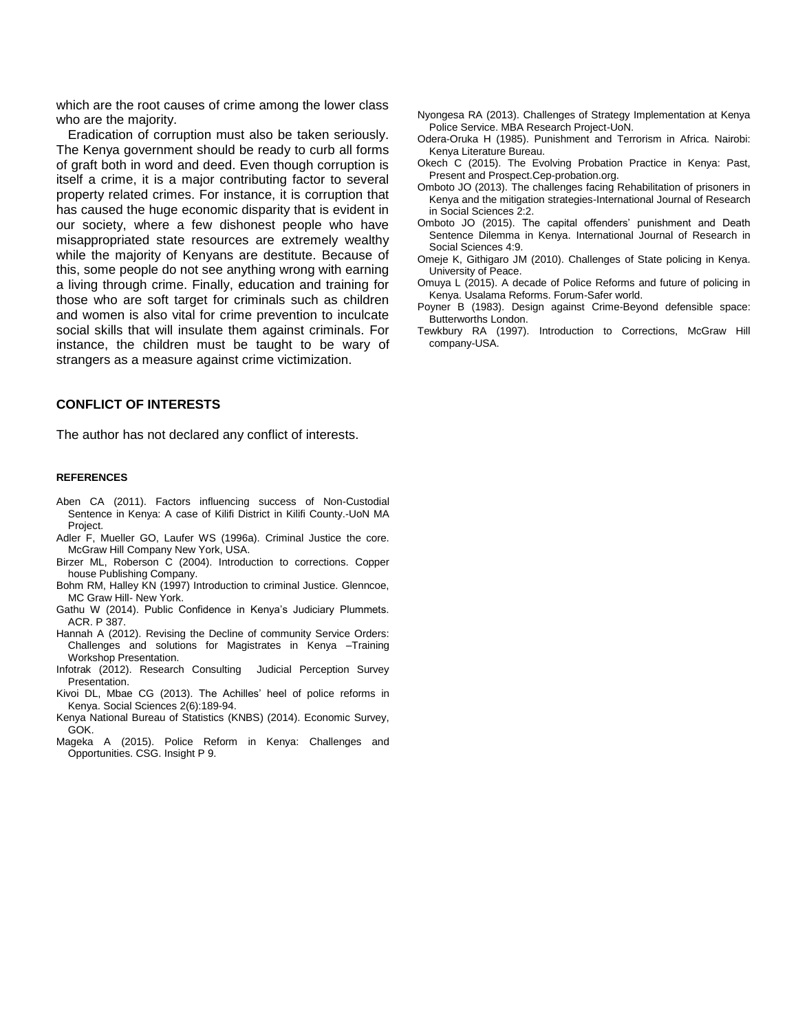which are the root causes of crime among the lower class who are the majority.

Eradication of corruption must also be taken seriously. The Kenya government should be ready to curb all forms of graft both in word and deed. Even though corruption is itself a crime, it is a major contributing factor to several property related crimes. For instance, it is corruption that has caused the huge economic disparity that is evident in our society, where a few dishonest people who have misappropriated state resources are extremely wealthy while the majority of Kenyans are destitute. Because of this, some people do not see anything wrong with earning a living through crime. Finally, education and training for those who are soft target for criminals such as children and women is also vital for crime prevention to inculcate social skills that will insulate them against criminals. For instance, the children must be taught to be wary of strangers as a measure against crime victimization.

## CONFLICT OF INTERESTS

The author has not declared any conflict of interests.

## REFERENCES

Aben CA (2011). Factors influencing success of Non-Custodial Sentence in Kenya: A case of Kilifi District in Kilifi County.-UoN MA Project.

Adler F, Mueller GO, Laufer WS (1996a). Criminal Justice the core. McGraw Hill Company New York, USA.

Birzer ML, Roberson C (2004). Introduction to corrections. Copper house Publishing Company.

Bohm RM, Halley KN (1997) Introduction to criminal Justice. Glenncoe, MC Graw Hill- New York.

Gathu W (2014). Public Confidence in Kenya's Judiciary Plummets. ACR. P 387.

Hannah A (2012). Revising the Decline of community Service Orders: Challenges and solutions for Magistrates in Kenya –Training Workshop Presentation.

Infotrak (2012). Research Consulting Judicial Perception Survey Presentation.

Kivoi DL, Mbae CG (2013). The Achilles' heel of police reforms in Kenya. Social Sciences 2(6):189-94.

Kenya National Bureau of Statistics (KNBS) (2014). Economic Survey, GOK.

Mageka A (2015). Police Reform in Kenya: Challenges and Opportunities. CSG. Insight P 9.

Nyongesa RA (2013). Challenges of Strategy Implementation at Kenya Police Service. MBA Research Project-UoN.

Odera-Oruka H (1985). Punishment and Terrorism in Africa. Nairobi: Kenya Literature Bureau.

Okech C (2015). The Evolving Probation Practice in Kenya: Past, Present and Prospect.Cep-probation.org.

Omboto JO (2013). The challenges facing Rehabilitation of prisoners in Kenya and the mitigation strategies-International Journal of Research in Social Sciences 2:2.

Omboto JO (2015). The capital offenders' punishment and Death Sentence Dilemma in Kenya. International Journal of Research in Social Sciences 4:9.

Omeje K, Githigaro JM (2010). Challenges of State policing in Kenya. University of Peace.

Omuya L (2015). A decade of Police Reforms and future of policing in Kenya. Usalama Reforms. Forum-Safer world.

Poyner B (1983). Design against Crime-Beyond defensible space: Butterworths London.

Tewkbury RA (1997). Introduction to Corrections, McGraw Hill company-USA.